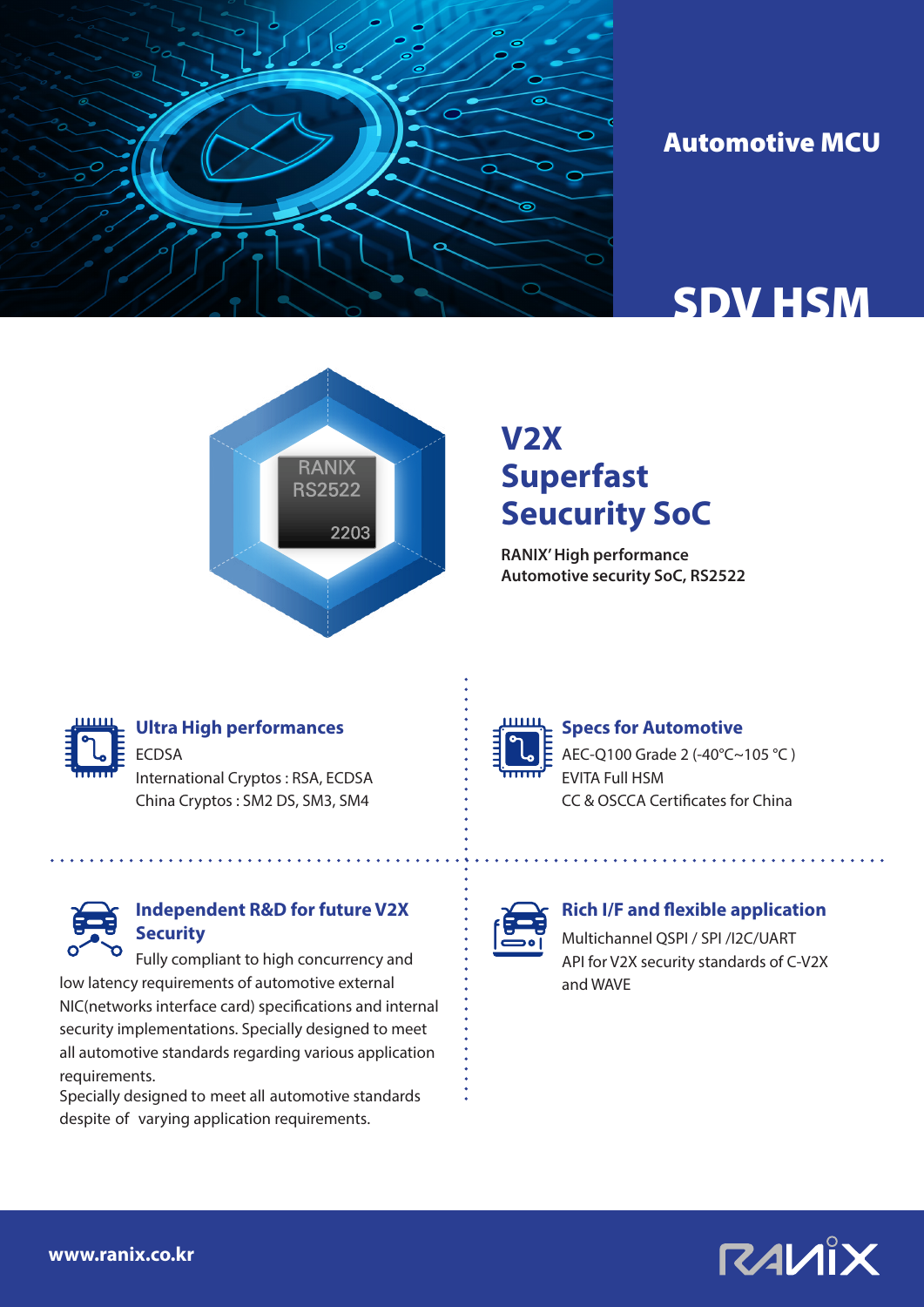**Automotive MCU**

# SDV HSM

## V2X Superfast Seucurity SoC

**RANIX' High performance Automotive security SoC, RS2522**

### Ultra High performances

ECDSA
International Cryptos : RSA, ECDSA
China Cryptos : SM2 DS, SM3, SM4

### Specs for Automotive

AEC-Q100 Grade 2 (-40°C~105 °C )
EVITA Full HSM
CC & OSCCA Certificates for China

### Independent R&D for future V2X Security

Fully compliant to high concurrency and low latency requirements of automotive external NIC(networks interface card) specifications and internal security implementations. Specially designed to meet all automotive standards regarding various application requirements.
Specially designed to meet all automotive standards despite of varying application requirements.

### Rich I/F and flexible application

Multichannel QSPI / SPI /I2C/UART
API for V2X security standards of C-V2X and WAVE

**www.ranix.co.kr**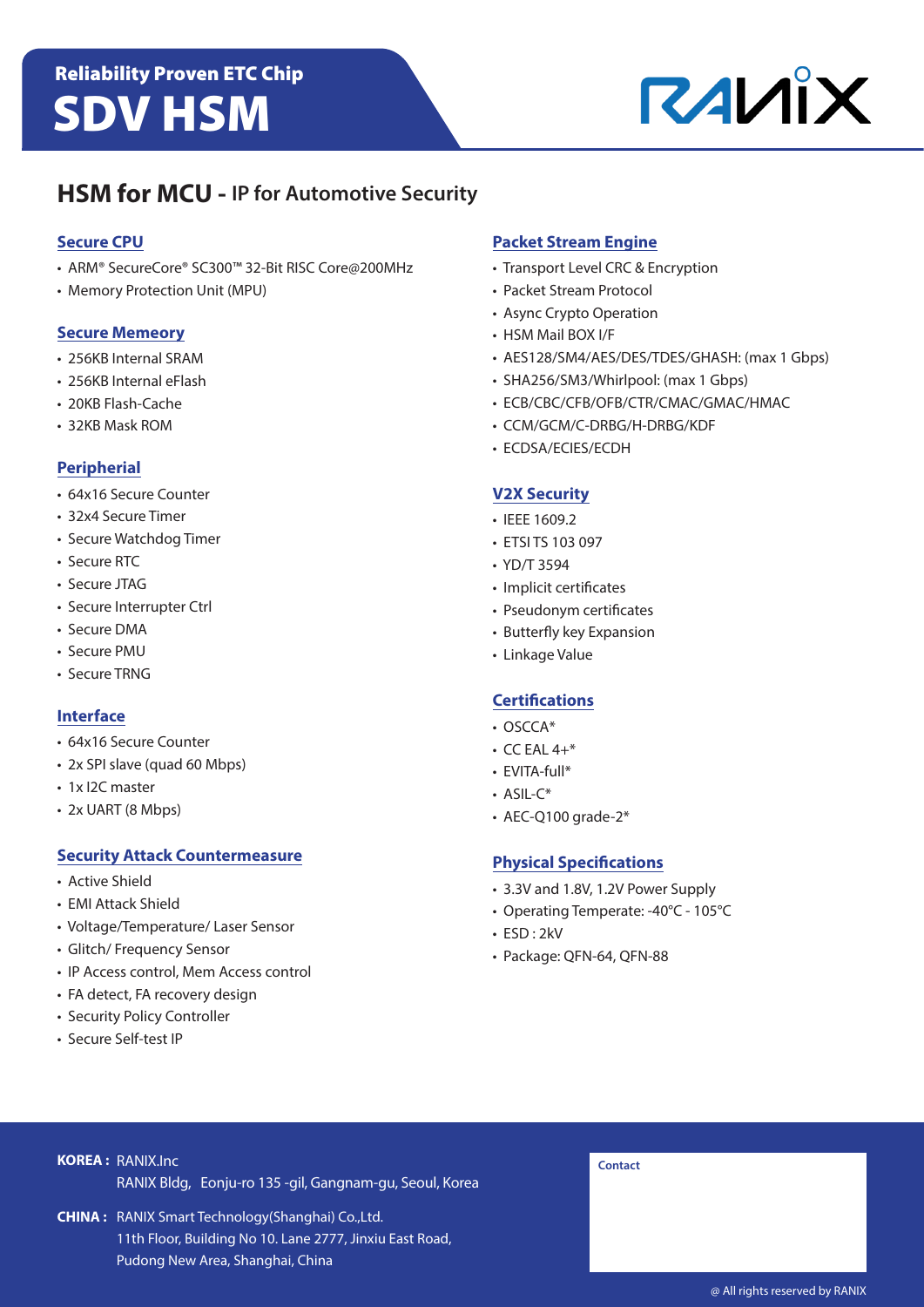Reliability Proven ETC Chip

# SDV HSM

RANIX

## HSM for MCU - IP for Automotive Security

### Secure CPU

- ARM® SecureCore® SC300™ 32-Bit RISC Core@200MHz
- Memory Protection Unit (MPU)

### Secure Memeory

- 256KB Internal SRAM
- 256KB Internal eFlash
- 20KB Flash-Cache
- 32KB Mask ROM

### Peripherial

- 64x16 Secure Counter
- 32x4 Secure Timer
- Secure Watchdog Timer
- Secure RTC
- Secure JTAG
- Secure Interrupter Ctrl
- Secure DMA
- Secure PMU
- Secure TRNG

### Interface

- 64x16 Secure Counter
- 2x SPI slave (quad 60 Mbps)
- 1x I2C master
- 2x UART (8 Mbps)

### Security Attack Countermeasure

- Active Shield
- EMI Attack Shield
- Voltage/Temperature/ Laser Sensor
- Glitch/ Frequency Sensor
- IP Access control, Mem Access control
- FA detect, FA recovery design
- Security Policy Controller
- Secure Self-test IP

### Packet Stream Engine

- Transport Level CRC & Encryption
- Packet Stream Protocol
- Async Crypto Operation
- HSM Mail BOX I/F
- AES128/SM4/AES/DES/TDES/GHASH: (max 1 Gbps)
- SHA256/SM3/Whirlpool: (max 1 Gbps)
- ECB/CBC/CFB/OFB/CTR/CMAC/GMAC/HMAC
- CCM/GCM/C-DRBG/H-DRBG/KDF
- ECDSA/ECIES/ECDH

### V2X Security

- IEEE 1609.2
- ETSI TS 103 097
- YD/T 3594
- Implicit certificates
- Pseudonym certificates
- Butterfly key Expansion
- Linkage Value

### Certifications

- OSCCA*
- CC EAL 4+*
- EVITA-full*
- ASIL-C*
- AEC-Q100 grade-2*

### Physical Specifications

- 3.3V and 1.8V, 1.2V Power Supply
- Operating Temperate: -40°C - 105°C
- ESD : 2kV
- Package: QFN-64, QFN-88

**KOREA :** RANIX.Inc
RANIX Bldg, Eonju-ro 135 -gil, Gangnam-gu, Seoul, Korea

**CHINA :** RANIX Smart Technology(Shanghai) Co.,Ltd.
11th Floor, Building No 10. Lane 2777, Jinxiu East Road, Pudong New Area, Shanghai, China

**Contact**

@ All rights reserved by RANIX